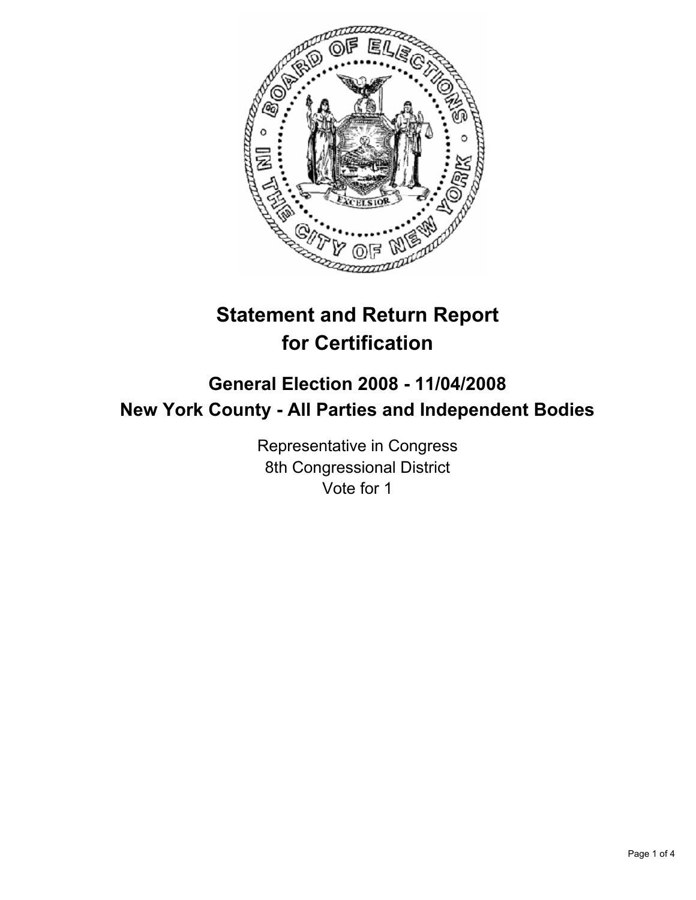# Statement and Return Report for Certification

## General Election 2008 - 11/04/2008
## New York County - All Parties and Independent Bodies

Representative in Congress
8th Congressional District
Vote for 1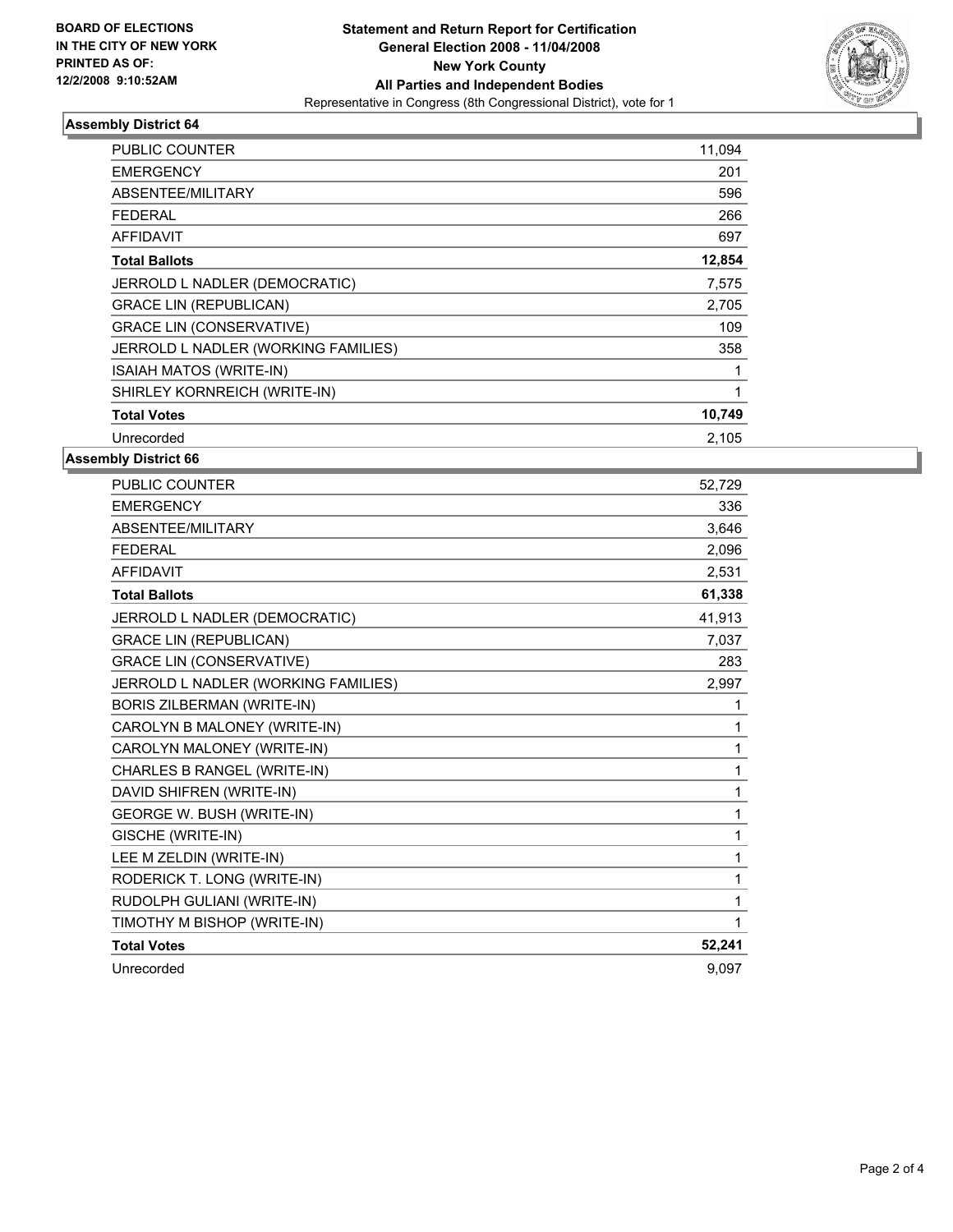**BOARD OF ELECTIONS IN THE CITY OF NEW YORK PRINTED AS OF: 12/2/2008 9:10:52AM**

**Statement and Return Report for Certification**
**General Election 2008 - 11/04/2008**
**New York County**
**All Parties and Independent Bodies**
Representative in Congress (8th Congressional District), vote for 1

## Assembly District 64

| | |
|---|---|
| PUBLIC COUNTER | 11,094 |
| EMERGENCY | 201 |
| ABSENTEE/MILITARY | 596 |
| FEDERAL | 266 |
| AFFIDAVIT | 697 |
| **Total Ballots** | **12,854** |
| JERROLD L NADLER (DEMOCRATIC) | 7,575 |
| GRACE LIN (REPUBLICAN) | 2,705 |
| GRACE LIN (CONSERVATIVE) | 109 |
| JERROLD L NADLER (WORKING FAMILIES) | 358 |
| ISAIAH MATOS (WRITE-IN) | 1 |
| SHIRLEY KORNREICH (WRITE-IN) | 1 |
| **Total Votes** | **10,749** |
| Unrecorded | 2,105 |

## Assembly District 66

| | |
|---|---|
| PUBLIC COUNTER | 52,729 |
| EMERGENCY | 336 |
| ABSENTEE/MILITARY | 3,646 |
| FEDERAL | 2,096 |
| AFFIDAVIT | 2,531 |
| **Total Ballots** | **61,338** |
| JERROLD L NADLER (DEMOCRATIC) | 41,913 |
| GRACE LIN (REPUBLICAN) | 7,037 |
| GRACE LIN (CONSERVATIVE) | 283 |
| JERROLD L NADLER (WORKING FAMILIES) | 2,997 |
| BORIS ZILBERMAN (WRITE-IN) | 1 |
| CAROLYN B MALONEY (WRITE-IN) | 1 |
| CAROLYN MALONEY (WRITE-IN) | 1 |
| CHARLES B RANGEL (WRITE-IN) | 1 |
| DAVID SHIFREN (WRITE-IN) | 1 |
| GEORGE W. BUSH (WRITE-IN) | 1 |
| GISCHE (WRITE-IN) | 1 |
| LEE M ZELDIN (WRITE-IN) | 1 |
| RODERICK T. LONG (WRITE-IN) | 1 |
| RUDOLPH GULIANI (WRITE-IN) | 1 |
| TIMOTHY M BISHOP (WRITE-IN) | 1 |
| **Total Votes** | **52,241** |
| Unrecorded | 9,097 |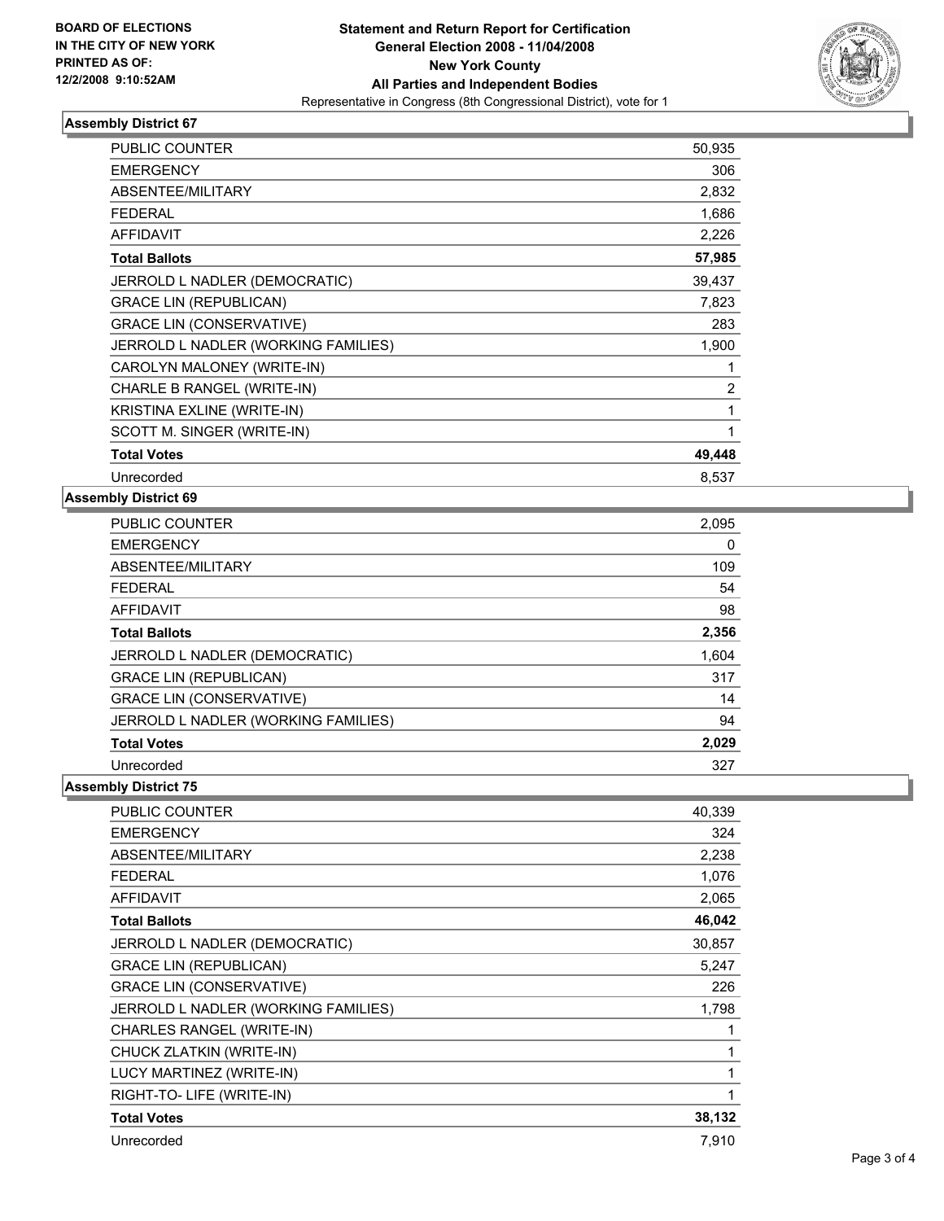BOARD OF ELECTIONS
IN THE CITY OF NEW YORK
PRINTED AS OF:
12/2/2008 9:10:52AM

# Statement and Return Report for Certification
## General Election 2008 - 11/04/2008
## New York County
## All Parties and Independent Bodies
Representative in Congress (8th Congressional District), vote for 1

### Assembly District 67

| | |
|---|---|
| PUBLIC COUNTER | 50,935 |
| EMERGENCY | 306 |
| ABSENTEE/MILITARY | 2,832 |
| FEDERAL | 1,686 |
| AFFIDAVIT | 2,226 |
| **Total Ballots** | **57,985** |
| JERROLD L NADLER (DEMOCRATIC) | 39,437 |
| GRACE LIN (REPUBLICAN) | 7,823 |
| GRACE LIN (CONSERVATIVE) | 283 |
| JERROLD L NADLER (WORKING FAMILIES) | 1,900 |
| CAROLYN MALONEY (WRITE-IN) | 1 |
| CHARLE B RANGEL (WRITE-IN) | 2 |
| KRISTINA EXLINE (WRITE-IN) | 1 |
| SCOTT M. SINGER (WRITE-IN) | 1 |
| **Total Votes** | **49,448** |
| Unrecorded | 8,537 |

### Assembly District 69

| | |
|---|---|
| PUBLIC COUNTER | 2,095 |
| EMERGENCY | 0 |
| ABSENTEE/MILITARY | 109 |
| FEDERAL | 54 |
| AFFIDAVIT | 98 |
| **Total Ballots** | **2,356** |
| JERROLD L NADLER (DEMOCRATIC) | 1,604 |
| GRACE LIN (REPUBLICAN) | 317 |
| GRACE LIN (CONSERVATIVE) | 14 |
| JERROLD L NADLER (WORKING FAMILIES) | 94 |
| **Total Votes** | **2,029** |
| Unrecorded | 327 |

### Assembly District 75

| | |
|---|---|
| PUBLIC COUNTER | 40,339 |
| EMERGENCY | 324 |
| ABSENTEE/MILITARY | 2,238 |
| FEDERAL | 1,076 |
| AFFIDAVIT | 2,065 |
| **Total Ballots** | **46,042** |
| JERROLD L NADLER (DEMOCRATIC) | 30,857 |
| GRACE LIN (REPUBLICAN) | 5,247 |
| GRACE LIN (CONSERVATIVE) | 226 |
| JERROLD L NADLER (WORKING FAMILIES) | 1,798 |
| CHARLES RANGEL (WRITE-IN) | 1 |
| CHUCK ZLATKIN (WRITE-IN) | 1 |
| LUCY MARTINEZ (WRITE-IN) | 1 |
| RIGHT-TO- LIFE (WRITE-IN) | 1 |
| **Total Votes** | **38,132** |
| Unrecorded | 7,910 |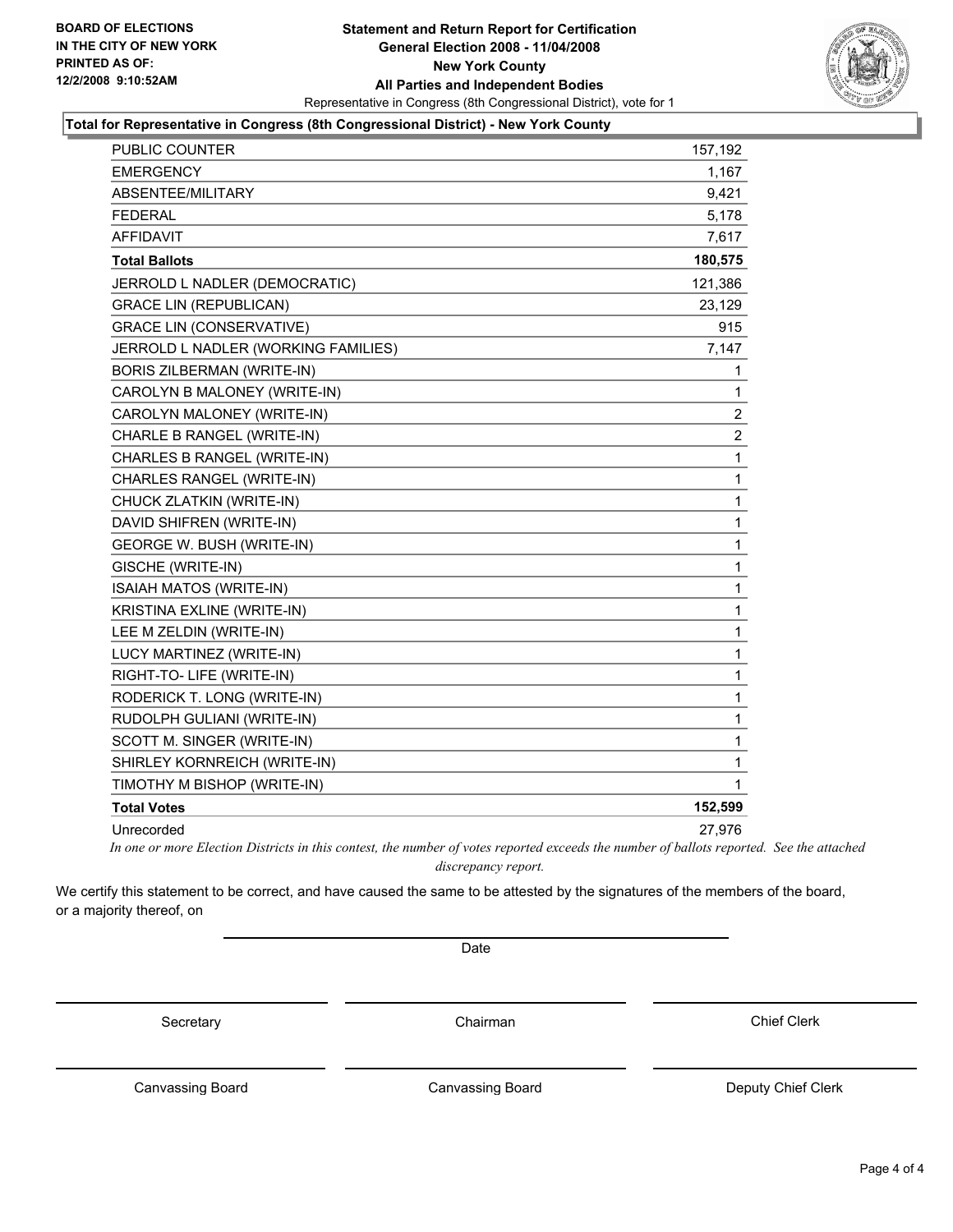**BOARD OF ELECTIONS IN THE CITY OF NEW YORK PRINTED AS OF: 12/2/2008 9:10:52AM**

**Statement and Return Report for Certification**
**General Election 2008 - 11/04/2008**
**New York County**
**All Parties and Independent Bodies**
Representative in Congress (8th Congressional District), vote for 1

**Total for Representative in Congress (8th Congressional District) - New York County**

| | |
|---|---|
| PUBLIC COUNTER | 157,192 |
| EMERGENCY | 1,167 |
| ABSENTEE/MILITARY | 9,421 |
| FEDERAL | 5,178 |
| AFFIDAVIT | 7,617 |
| **Total Ballots** | **180,575** |
| JERROLD L NADLER (DEMOCRATIC) | 121,386 |
| GRACE LIN (REPUBLICAN) | 23,129 |
| GRACE LIN (CONSERVATIVE) | 915 |
| JERROLD L NADLER (WORKING FAMILIES) | 7,147 |
| BORIS ZILBERMAN (WRITE-IN) | 1 |
| CAROLYN B MALONEY (WRITE-IN) | 1 |
| CAROLYN MALONEY (WRITE-IN) | 2 |
| CHARLE B RANGEL (WRITE-IN) | 2 |
| CHARLES B RANGEL (WRITE-IN) | 1 |
| CHARLES RANGEL (WRITE-IN) | 1 |
| CHUCK ZLATKIN (WRITE-IN) | 1 |
| DAVID SHIFREN (WRITE-IN) | 1 |
| GEORGE W. BUSH (WRITE-IN) | 1 |
| GISCHE (WRITE-IN) | 1 |
| ISAIAH MATOS (WRITE-IN) | 1 |
| KRISTINA EXLINE (WRITE-IN) | 1 |
| LEE M ZELDIN (WRITE-IN) | 1 |
| LUCY MARTINEZ (WRITE-IN) | 1 |
| RIGHT-TO- LIFE (WRITE-IN) | 1 |
| RODERICK T. LONG (WRITE-IN) | 1 |
| RUDOLPH GULIANI (WRITE-IN) | 1 |
| SCOTT M. SINGER (WRITE-IN) | 1 |
| SHIRLEY KORNREICH (WRITE-IN) | 1 |
| TIMOTHY M BISHOP (WRITE-IN) | 1 |
| **Total Votes** | **152,599** |
| Unrecorded | 27,976 |

*In one or more Election Districts in this contest, the number of votes reported exceeds the number of ballots reported. See the attached discrepancy report.*

We certify this statement to be correct, and have caused the same to be attested by the signatures of the members of the board, or a majority thereof, on

Date

Secretary | Chairman | Chief Clerk

Canvassing Board | Canvassing Board | Deputy Chief Clerk